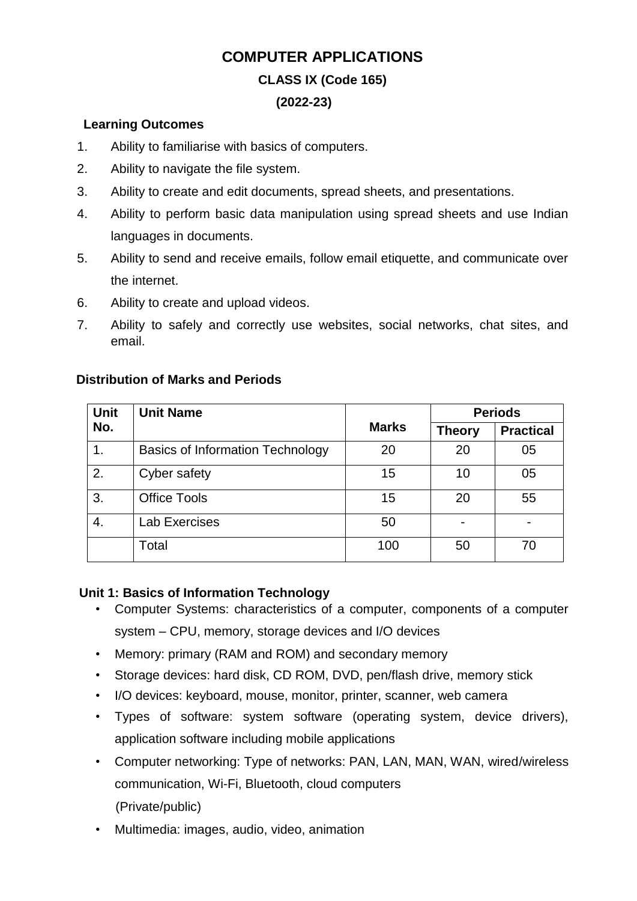# COMPUTER APPLICATIONS

## CLASS IX (Code 165)

## (2022-23)

### Learning Outcomes

1. Ability to familiarise with basics of computers.
2. Ability to navigate the file system.
3. Ability to create and edit documents, spread sheets, and presentations.
4. Ability to perform basic data manipulation using spread sheets and use Indian languages in documents.
5. Ability to send and receive emails, follow email etiquette, and communicate over the internet.
6. Ability to create and upload videos.
7. Ability to safely and correctly use websites, social networks, chat sites, and email.

### Distribution of Marks and Periods

| Unit No. | Unit Name | Marks | Periods | |
|---|---|---|---|---|
| | | | Theory | Practical |
| 1. | Basics of Information Technology | 20 | 20 | 05 |
| 2. | Cyber safety | 15 | 10 | 05 |
| 3. | Office Tools | 15 | 20 | 55 |
| 4. | Lab Exercises | 50 | - | - |
| | Total | 100 | 50 | 70 |

### Unit 1: Basics of Information Technology

- Computer Systems: characteristics of a computer, components of a computer system – CPU, memory, storage devices and I/O devices
- Memory: primary (RAM and ROM) and secondary memory
- Storage devices: hard disk, CD ROM, DVD, pen/flash drive, memory stick
- I/O devices: keyboard, mouse, monitor, printer, scanner, web camera
- Types of software: system software (operating system, device drivers), application software including mobile applications
- Computer networking: Type of networks: PAN, LAN, MAN, WAN, wired/wireless communication, Wi-Fi, Bluetooth, cloud computers (Private/public)
- Multimedia: images, audio, video, animation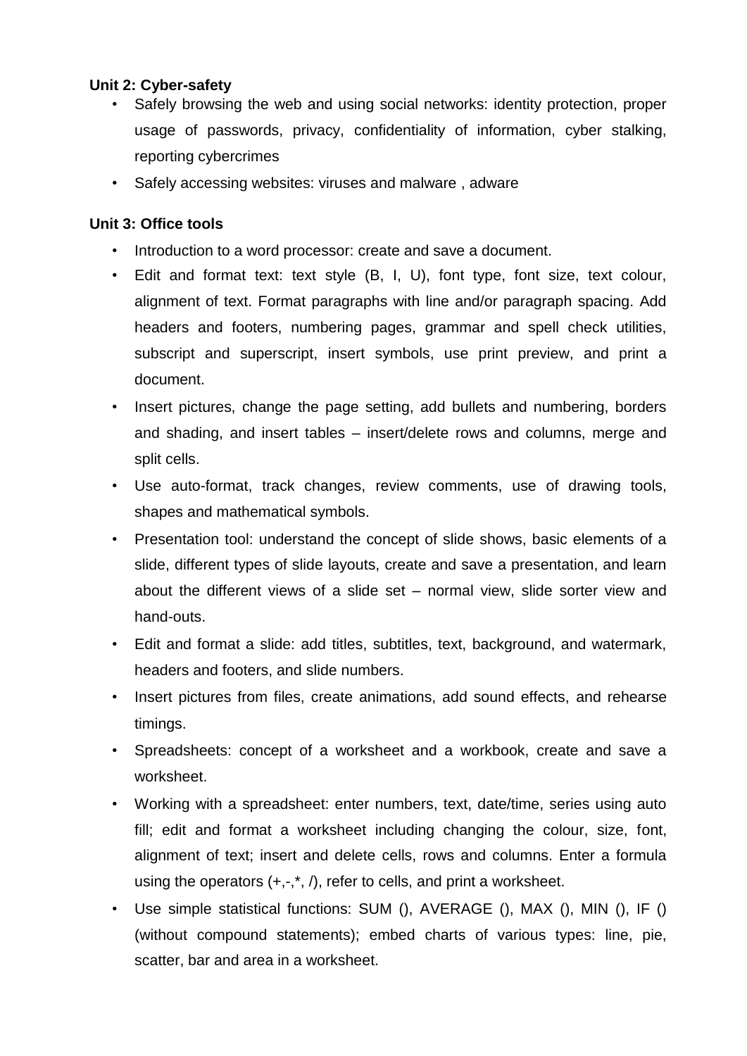**Unit 2: Cyber-safety**

- Safely browsing the web and using social networks: identity protection, proper usage of passwords, privacy, confidentiality of information, cyber stalking, reporting cybercrimes
- Safely accessing websites: viruses and malware , adware

**Unit 3: Office tools**

- Introduction to a word processor: create and save a document.
- Edit and format text: text style (B, I, U), font type, font size, text colour, alignment of text. Format paragraphs with line and/or paragraph spacing. Add headers and footers, numbering pages, grammar and spell check utilities, subscript and superscript, insert symbols, use print preview, and print a document.
- Insert pictures, change the page setting, add bullets and numbering, borders and shading, and insert tables – insert/delete rows and columns, merge and split cells.
- Use auto-format, track changes, review comments, use of drawing tools, shapes and mathematical symbols.
- Presentation tool: understand the concept of slide shows, basic elements of a slide, different types of slide layouts, create and save a presentation, and learn about the different views of a slide set – normal view, slide sorter view and hand-outs.
- Edit and format a slide: add titles, subtitles, text, background, and watermark, headers and footers, and slide numbers.
- Insert pictures from files, create animations, add sound effects, and rehearse timings.
- Spreadsheets: concept of a worksheet and a workbook, create and save a worksheet.
- Working with a spreadsheet: enter numbers, text, date/time, series using auto fill; edit and format a worksheet including changing the colour, size, font, alignment of text; insert and delete cells, rows and columns. Enter a formula using the operators (+,-,*, /), refer to cells, and print a worksheet.
- Use simple statistical functions: SUM (), AVERAGE (), MAX (), MIN (), IF () (without compound statements); embed charts of various types: line, pie, scatter, bar and area in a worksheet.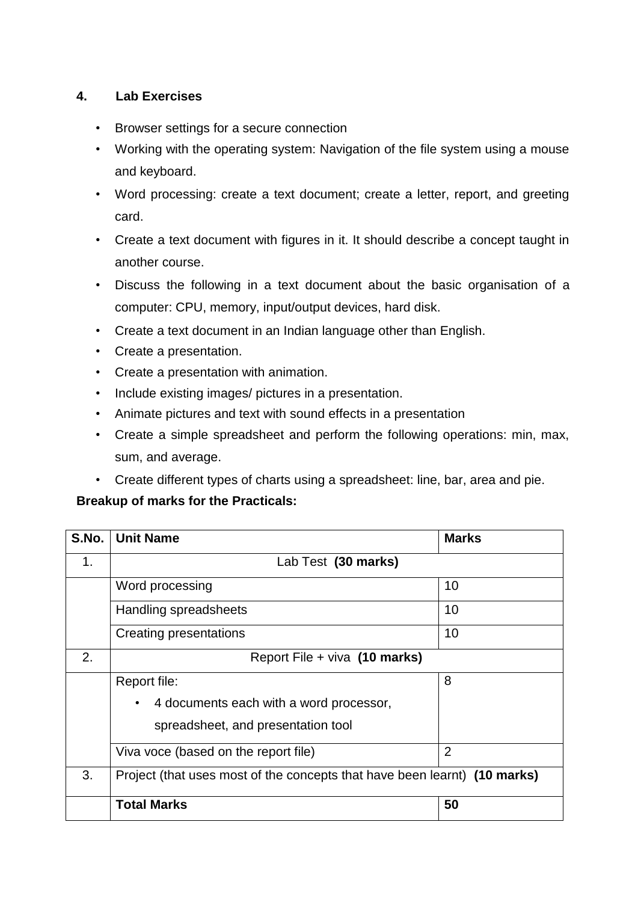## 4. Lab Exercises

- Browser settings for a secure connection
- Working with the operating system: Navigation of the file system using a mouse and keyboard.
- Word processing: create a text document; create a letter, report, and greeting card.
- Create a text document with figures in it. It should describe a concept taught in another course.
- Discuss the following in a text document about the basic organisation of a computer: CPU, memory, input/output devices, hard disk.
- Create a text document in an Indian language other than English.
- Create a presentation.
- Create a presentation with animation.
- Include existing images/ pictures in a presentation.
- Animate pictures and text with sound effects in a presentation
- Create a simple spreadsheet and perform the following operations: min, max, sum, and average.
- Create different types of charts using a spreadsheet: line, bar, area and pie.

**Breakup of marks for the Practicals:**

| S.No. | Unit Name | Marks |
|---|---|---|
| 1. | Lab Test **(30 marks)** | |
| | Word processing | 10 |
| | Handling spreadsheets | 10 |
| | Creating presentations | 10 |
| 2. | Report File + viva **(10 marks)** | |
| | Report file:<br>• 4 documents each with a word processor, spreadsheet, and presentation tool | 8 |
| | Viva voce (based on the report file) | 2 |
| 3. | Project (that uses most of the concepts that have been learnt) **(10 marks)** | |
| | **Total Marks** | **50** |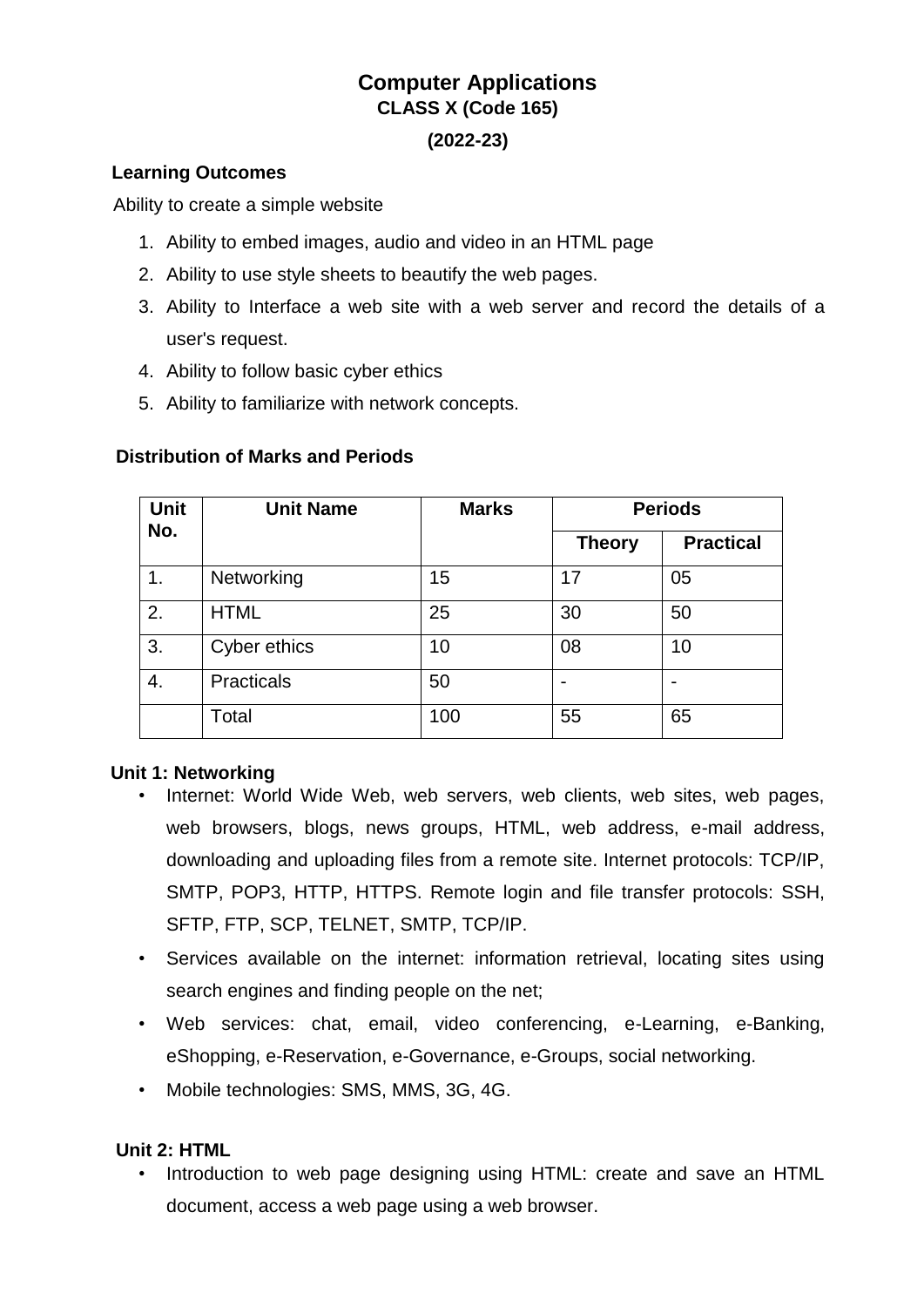# Computer Applications

**CLASS X (Code 165)**

**(2022-23)**

## Learning Outcomes

Ability to create a simple website

1. Ability to embed images, audio and video in an HTML page
2. Ability to use style sheets to beautify the web pages.
3. Ability to Interface a web site with a web server and record the details of a user's request.
4. Ability to follow basic cyber ethics
5. Ability to familiarize with network concepts.

## Distribution of Marks and Periods

| Unit No. | Unit Name | Marks | Periods | |
|---|---|---|---|---|
| | | | Theory | Practical |
| 1. | Networking | 15 | 17 | 05 |
| 2. | HTML | 25 | 30 | 50 |
| 3. | Cyber ethics | 10 | 08 | 10 |
| 4. | Practicals | 50 | - | - |
| | Total | 100 | 55 | 65 |

### Unit 1: Networking

- Internet: World Wide Web, web servers, web clients, web sites, web pages, web browsers, blogs, news groups, HTML, web address, e-mail address, downloading and uploading files from a remote site. Internet protocols: TCP/IP, SMTP, POP3, HTTP, HTTPS. Remote login and file transfer protocols: SSH, SFTP, FTP, SCP, TELNET, SMTP, TCP/IP.
- Services available on the internet: information retrieval, locating sites using search engines and finding people on the net;
- Web services: chat, email, video conferencing, e-Learning, e-Banking, eShopping, e-Reservation, e-Governance, e-Groups, social networking.
- Mobile technologies: SMS, MMS, 3G, 4G.

### Unit 2: HTML

- Introduction to web page designing using HTML: create and save an HTML document, access a web page using a web browser.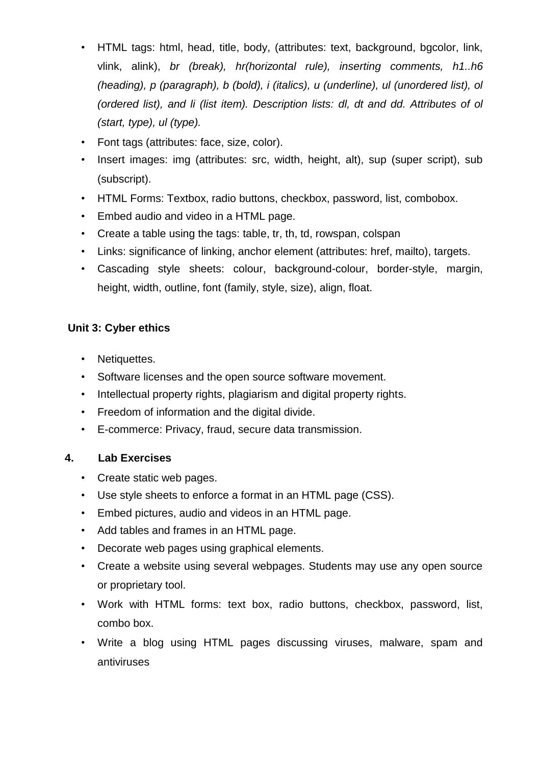- HTML tags: html, head, title, body, (attributes: text, background, bgcolor, link, vlink, alink), *br (break), hr(horizontal rule), inserting comments, h1..h6 (heading), p (paragraph), b (bold), i (italics), u (underline), ul (unordered list), ol (ordered list), and li (list item). Description lists: dl, dt and dd. Attributes of ol (start, type), ul (type).*
- Font tags (attributes: face, size, color).
- Insert images: img (attributes: src, width, height, alt), sup (super script), sub (subscript).
- HTML Forms: Textbox, radio buttons, checkbox, password, list, combobox.
- Embed audio and video in a HTML page.
- Create a table using the tags: table, tr, th, td, rowspan, colspan
- Links: significance of linking, anchor element (attributes: href, mailto), targets.
- Cascading style sheets: colour, background-colour, border-style, margin, height, width, outline, font (family, style, size), align, float.

**Unit 3: Cyber ethics**

- Netiquettes.
- Software licenses and the open source software movement.
- Intellectual property rights, plagiarism and digital property rights.
- Freedom of information and the digital divide.
- E-commerce: Privacy, fraud, secure data transmission.

## 4. Lab Exercises

- Create static web pages.
- Use style sheets to enforce a format in an HTML page (CSS).
- Embed pictures, audio and videos in an HTML page.
- Add tables and frames in an HTML page.
- Decorate web pages using graphical elements.
- Create a website using several webpages. Students may use any open source or proprietary tool.
- Work with HTML forms: text box, radio buttons, checkbox, password, list, combo box.
- Write a blog using HTML pages discussing viruses, malware, spam and antiviruses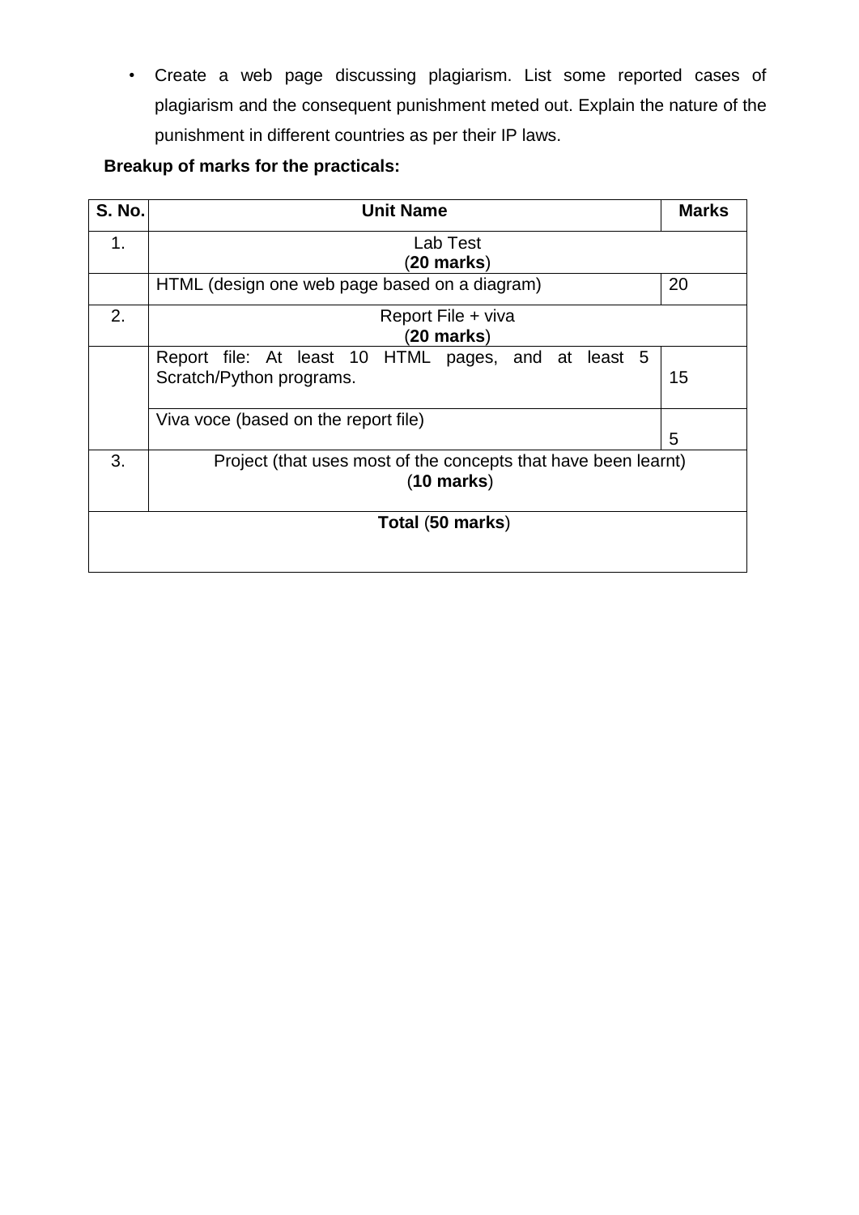- Create a web page discussing plagiarism. List some reported cases of plagiarism and the consequent punishment meted out. Explain the nature of the punishment in different countries as per their IP laws.

**Breakup of marks for the practicals:**

| S. No. | Unit Name | Marks |
|---|---|---|
| 1. | Lab Test (**20 marks**) | |
| | HTML (design one web page based on a diagram) | 20 |
| 2. | Report File + viva (**20 marks**) | |
| | Report file: At least 10 HTML pages, and at least 5 Scratch/Python programs. | 15 |
| | Viva voce (based on the report file) | 5 |
| 3. | Project (that uses most of the concepts that have been learnt) (**10 marks**) | |
| **Total** (**50 marks**) | | |